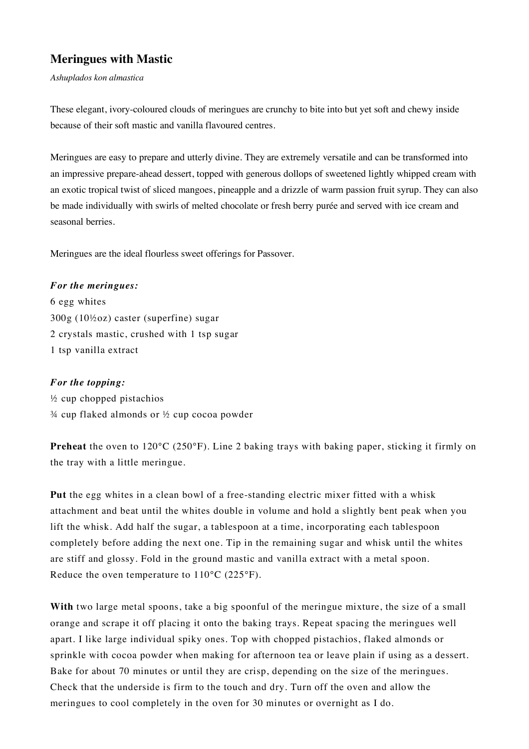## Meringues with Mastic

*Ashuplados kon almastica*

These elegant, ivory-coloured clouds of meringues are crunchy to bite into but yet soft and chewy inside because of their soft mastic and vanilla flavoured centres.

Meringues are easy to prepare and utterly divine. They are extremely versatile and can be transformed into an impressive prepare-ahead dessert, topped with generous dollops of sweetened lightly whipped cream with an exotic tropical twist of sliced mangoes, pineapple and a drizzle of warm passion fruit syrup. They can also be made individually with swirls of melted chocolate or fresh berry purée and served with ice cream and seasonal berries.

Meringues are the ideal flourless sweet offerings for Passover.

***For the meringues:***

6 egg whites
300g (10½oz) caster (superfine) sugar
2 crystals mastic, crushed with 1 tsp sugar
1 tsp vanilla extract

***For the topping:***

½ cup chopped pistachios
¾ cup flaked almonds or ½ cup cocoa powder

**Preheat** the oven to 120°C (250°F). Line 2 baking trays with baking paper, sticking it firmly on the tray with a little meringue.

**Put** the egg whites in a clean bowl of a free-standing electric mixer fitted with a whisk attachment and beat until the whites double in volume and hold a slightly bent peak when you lift the whisk. Add half the sugar, a tablespoon at a time, incorporating each tablespoon completely before adding the next one. Tip in the remaining sugar and whisk until the whites are stiff and glossy. Fold in the ground mastic and vanilla extract with a metal spoon. Reduce the oven temperature to 110°C (225°F).

**With** two large metal spoons, take a big spoonful of the meringue mixture, the size of a small orange and scrape it off placing it onto the baking trays. Repeat spacing the meringues well apart. I like large individual spiky ones. Top with chopped pistachios, flaked almonds or sprinkle with cocoa powder when making for afternoon tea or leave plain if using as a dessert. Bake for about 70 minutes or until they are crisp, depending on the size of the meringues. Check that the underside is firm to the touch and dry. Turn off the oven and allow the meringues to cool completely in the oven for 30 minutes or overnight as I do.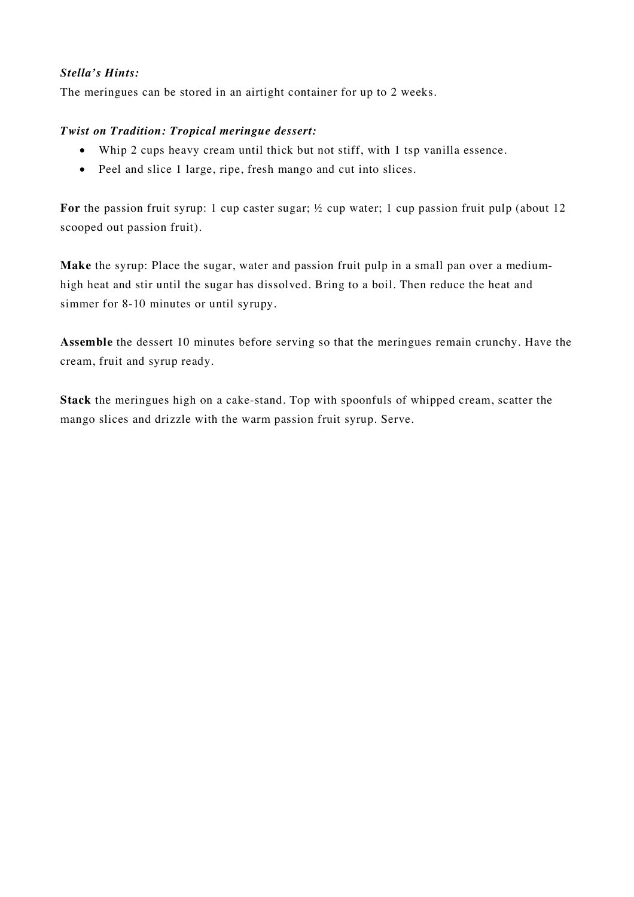***Stella's Hints:***

The meringues can be stored in an airtight container for up to 2 weeks.

***Twist on Tradition: Tropical meringue dessert:***

- Whip 2 cups heavy cream until thick but not stiff, with 1 tsp vanilla essence.
- Peel and slice 1 large, ripe, fresh mango and cut into slices.

**For** the passion fruit syrup: 1 cup caster sugar; ½ cup water; 1 cup passion fruit pulp (about 12 scooped out passion fruit).

**Make** the syrup: Place the sugar, water and passion fruit pulp in a small pan over a medium-high heat and stir until the sugar has dissolved. Bring to a boil. Then reduce the heat and simmer for 8-10 minutes or until syrupy.

**Assemble** the dessert 10 minutes before serving so that the meringues remain crunchy. Have the cream, fruit and syrup ready.

**Stack** the meringues high on a cake-stand. Top with spoonfuls of whipped cream, scatter the mango slices and drizzle with the warm passion fruit syrup. Serve.